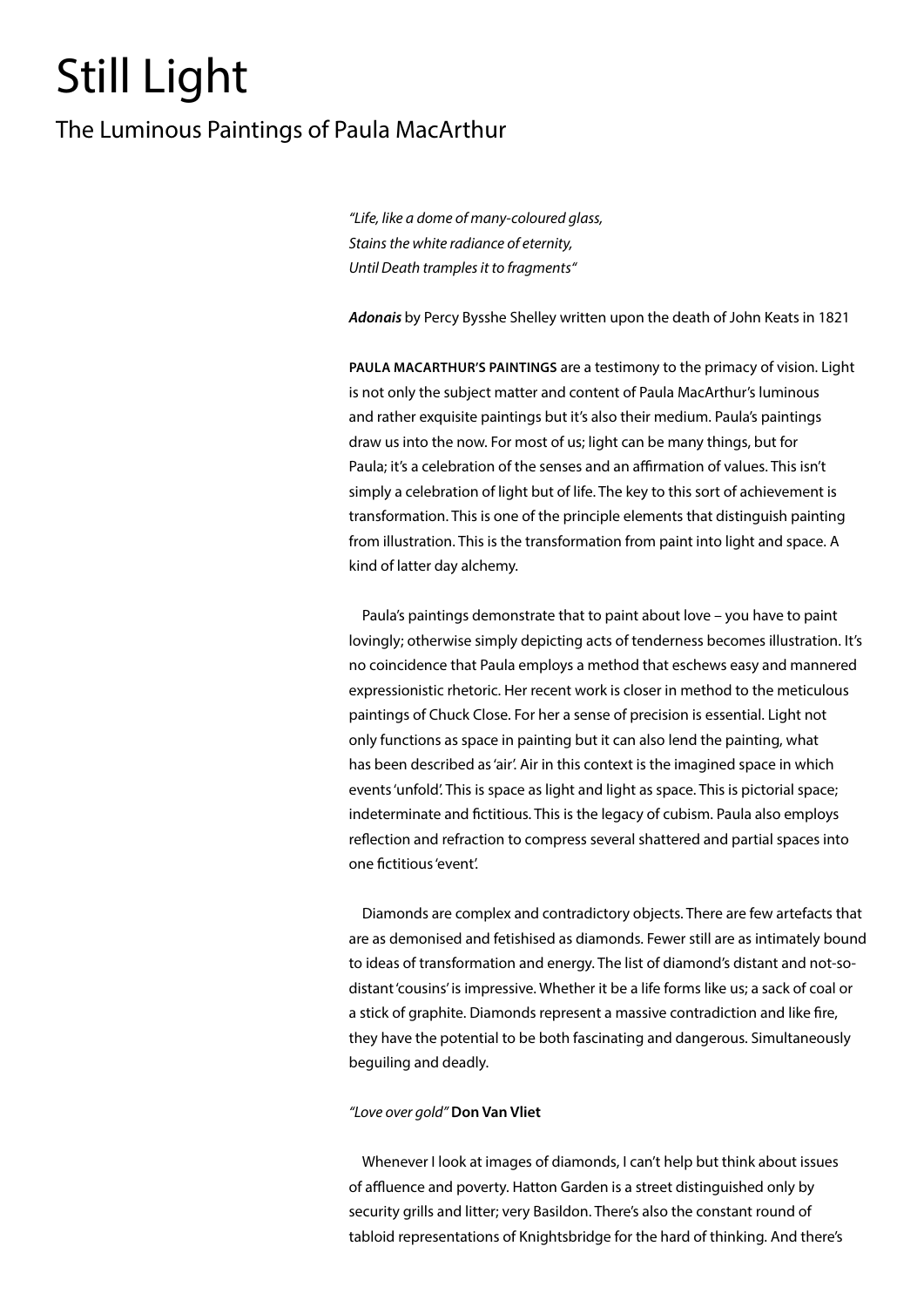# Still Light

## The Luminous Paintings of Paula MacArthur

*"Life, like a dome of many-coloured glass,*
*Stains the white radiance of eternity,*
*Until Death tramples it to fragments"*

***Adonais*** by Percy Bysshe Shelley written upon the death of John Keats in 1821

**PAULA MACARTHUR'S PAINTINGS** are a testimony to the primacy of vision. Light is not only the subject matter and content of Paula MacArthur's luminous and rather exquisite paintings but it's also their medium. Paula's paintings draw us into the now. For most of us; light can be many things, but for Paula; it's a celebration of the senses and an affirmation of values. This isn't simply a celebration of light but of life. The key to this sort of achievement is transformation. This is one of the principle elements that distinguish painting from illustration. This is the transformation from paint into light and space. A kind of latter day alchemy.

Paula's paintings demonstrate that to paint about love – you have to paint lovingly; otherwise simply depicting acts of tenderness becomes illustration. It's no coincidence that Paula employs a method that eschews easy and mannered expressionistic rhetoric. Her recent work is closer in method to the meticulous paintings of Chuck Close. For her a sense of precision is essential. Light not only functions as space in painting but it can also lend the painting, what has been described as 'air'. Air in this context is the imagined space in which events 'unfold'. This is space as light and light as space. This is pictorial space; indeterminate and fictitious. This is the legacy of cubism. Paula also employs reflection and refraction to compress several shattered and partial spaces into one fictitious 'event'.

Diamonds are complex and contradictory objects. There are few artefacts that are as demonised and fetishised as diamonds. Fewer still are as intimately bound to ideas of transformation and energy. The list of diamond's distant and not-so-distant 'cousins' is impressive. Whether it be a life forms like us; a sack of coal or a stick of graphite. Diamonds represent a massive contradiction and like fire, they have the potential to be both fascinating and dangerous. Simultaneously beguiling and deadly.

*"Love over gold"* **Don Van Vliet**

Whenever I look at images of diamonds, I can't help but think about issues of affluence and poverty. Hatton Garden is a street distinguished only by security grills and litter; very Basildon. There's also the constant round of tabloid representations of Knightsbridge for the hard of thinking. And there's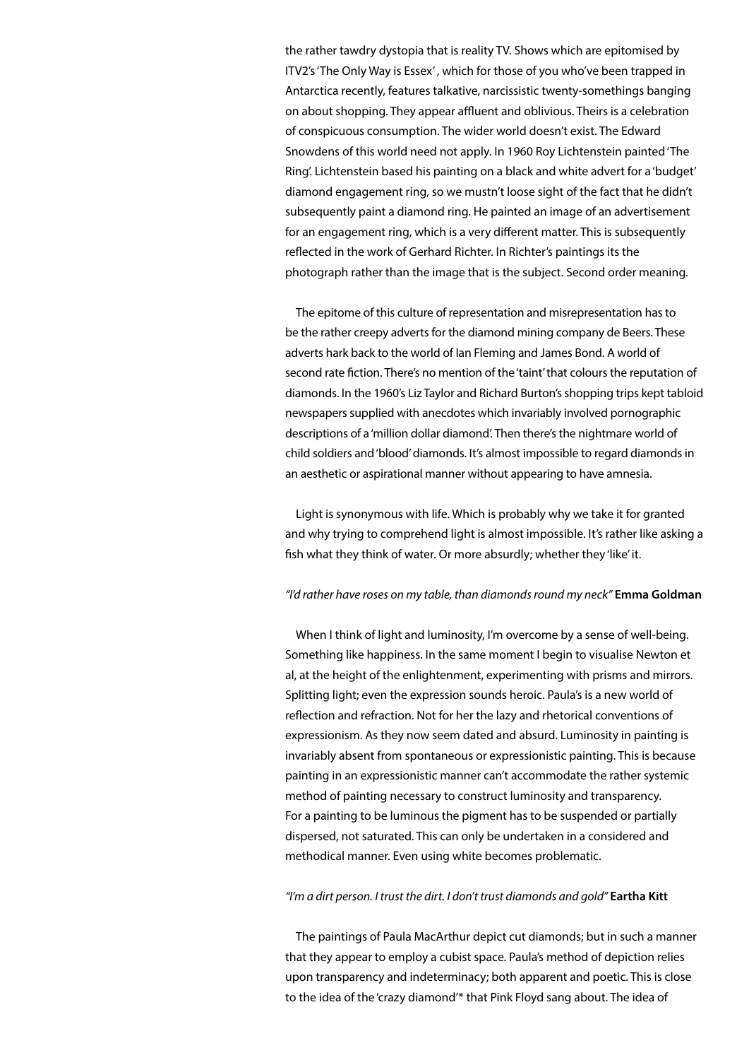the rather tawdry dystopia that is reality TV. Shows which are epitomised by ITV2's 'The Only Way is Essex' , which for those of you who've been trapped in Antarctica recently, features talkative, narcissistic twenty-somethings banging on about shopping. They appear affluent and oblivious. Theirs is a celebration of conspicuous consumption. The wider world doesn't exist. The Edward Snowdens of this world need not apply. In 1960 Roy Lichtenstein painted 'The Ring'. Lichtenstein based his painting on a black and white advert for a 'budget' diamond engagement ring, so we mustn't loose sight of the fact that he didn't subsequently paint a diamond ring. He painted an image of an advertisement for an engagement ring, which is a very different matter. This is subsequently reflected in the work of Gerhard Richter. In Richter's paintings its the photograph rather than the image that is the subject. Second order meaning.

The epitome of this culture of representation and misrepresentation has to be the rather creepy adverts for the diamond mining company de Beers. These adverts hark back to the world of Ian Fleming and James Bond. A world of second rate fiction. There's no mention of the 'taint' that colours the reputation of diamonds. In the 1960's Liz Taylor and Richard Burton's shopping trips kept tabloid newspapers supplied with anecdotes which invariably involved pornographic descriptions of a 'million dollar diamond'. Then there's the nightmare world of child soldiers and 'blood' diamonds. It's almost impossible to regard diamonds in an aesthetic or aspirational manner without appearing to have amnesia.

Light is synonymous with life. Which is probably why we take it for granted and why trying to comprehend light is almost impossible. It's rather like asking a fish what they think of water. Or more absurdly; whether they 'like' it.

*"I'd rather have roses on my table, than diamonds round my neck"* **Emma Goldman**

When I think of light and luminosity, I'm overcome by a sense of well-being. Something like happiness. In the same moment I begin to visualise Newton et al, at the height of the enlightenment, experimenting with prisms and mirrors. Splitting light; even the expression sounds heroic. Paula's is a new world of reflection and refraction. Not for her the lazy and rhetorical conventions of expressionism. As they now seem dated and absurd. Luminosity in painting is invariably absent from spontaneous or expressionistic painting. This is because painting in an expressionistic manner can't accommodate the rather systemic method of painting necessary to construct luminosity and transparency. For a painting to be luminous the pigment has to be suspended or partially dispersed, not saturated. This can only be undertaken in a considered and methodical manner. Even using white becomes problematic.

*"I'm a dirt person. I trust the dirt. I don't trust diamonds and gold"* **Eartha Kitt**

The paintings of Paula MacArthur depict cut diamonds; but in such a manner that they appear to employ a cubist space. Paula's method of depiction relies upon transparency and indeterminacy; both apparent and poetic. This is close to the idea of the 'crazy diamond'* that Pink Floyd sang about. The idea of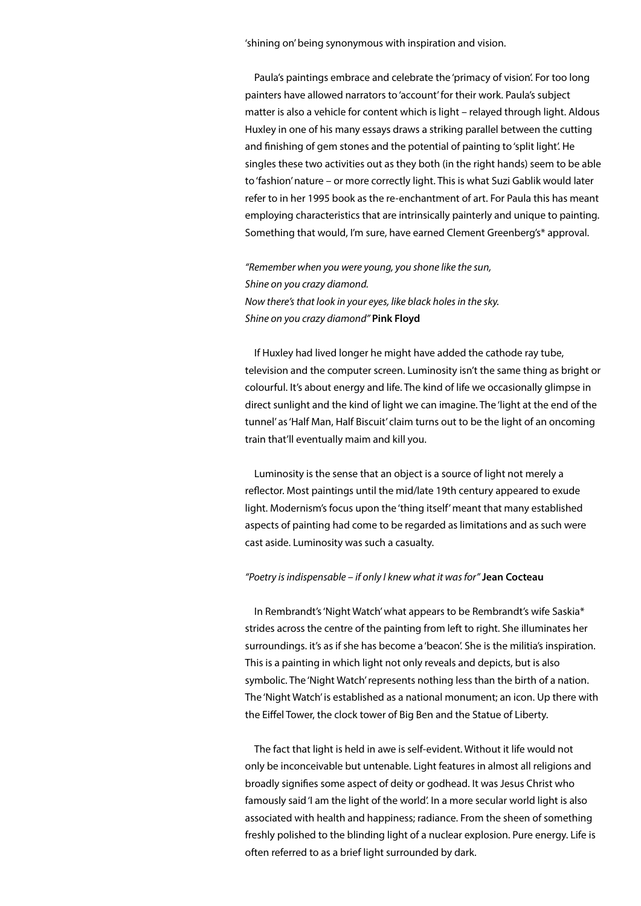'shining on' being synonymous with inspiration and vision.

Paula's paintings embrace and celebrate the 'primacy of vision'. For too long painters have allowed narrators to 'account' for their work. Paula's subject matter is also a vehicle for content which is light – relayed through light. Aldous Huxley in one of his many essays draws a striking parallel between the cutting and finishing of gem stones and the potential of painting to 'split light'. He singles these two activities out as they both (in the right hands) seem to be able to 'fashion' nature – or more correctly light. This is what Suzi Gablik would later refer to in her 1995 book as the re-enchantment of art. For Paula this has meant employing characteristics that are intrinsically painterly and unique to painting. Something that would, I'm sure, have earned Clement Greenberg's* approval.

*"Remember when you were young, you shone like the sun,*
*Shine on you crazy diamond.*
*Now there's that look in your eyes, like black holes in the sky.*
*Shine on you crazy diamond"* **Pink Floyd**

If Huxley had lived longer he might have added the cathode ray tube, television and the computer screen. Luminosity isn't the same thing as bright or colourful. It's about energy and life. The kind of life we occasionally glimpse in direct sunlight and the kind of light we can imagine. The 'light at the end of the tunnel' as 'Half Man, Half Biscuit' claim turns out to be the light of an oncoming train that'll eventually maim and kill you.

Luminosity is the sense that an object is a source of light not merely a reflector. Most paintings until the mid/late 19th century appeared to exude light. Modernism's focus upon the 'thing itself' meant that many established aspects of painting had come to be regarded as limitations and as such were cast aside. Luminosity was such a casualty.

*"Poetry is indispensable – if only I knew what it was for"* **Jean Cocteau**

In Rembrandt's 'Night Watch' what appears to be Rembrandt's wife Saskia* strides across the centre of the painting from left to right. She illuminates her surroundings. it's as if she has become a 'beacon'. She is the militia's inspiration. This is a painting in which light not only reveals and depicts, but is also symbolic. The 'Night Watch' represents nothing less than the birth of a nation. The 'Night Watch' is established as a national monument; an icon. Up there with the Eiffel Tower, the clock tower of Big Ben and the Statue of Liberty.

The fact that light is held in awe is self-evident. Without it life would not only be inconceivable but untenable. Light features in almost all religions and broadly signifies some aspect of deity or godhead. It was Jesus Christ who famously said 'I am the light of the world'. In a more secular world light is also associated with health and happiness; radiance. From the sheen of something freshly polished to the blinding light of a nuclear explosion. Pure energy. Life is often referred to as a brief light surrounded by dark.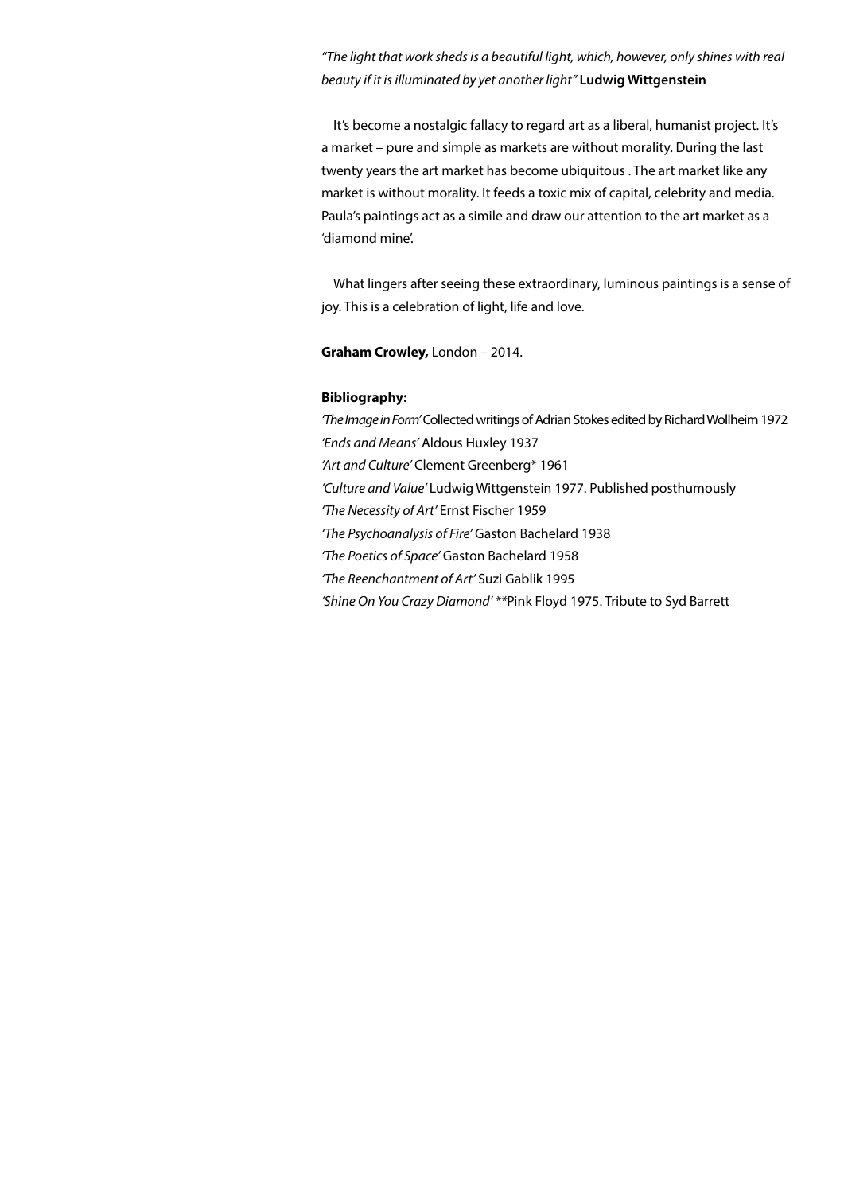*"The light that work sheds is a beautiful light, which, however, only shines with real beauty if it is illuminated by yet another light"* **Ludwig Wittgenstein**

It's become a nostalgic fallacy to regard art as a liberal, humanist project. It's a market – pure and simple as markets are without morality. During the last twenty years the art market has become ubiquitous . The art market like any market is without morality. It feeds a toxic mix of capital, celebrity and media. Paula's paintings act as a simile and draw our attention to the art market as a 'diamond mine'.

What lingers after seeing these extraordinary, luminous paintings is a sense of joy. This is a celebration of light, life and love.

**Graham Crowley,** London – 2014.

**Bibliography:**

*'The Image in Form'* Collected writings of Adrian Stokes edited by Richard Wollheim 1972
*'Ends and Means'* Aldous Huxley 1937
*'Art and Culture'* Clement Greenberg* 1961
*'Culture and Value'* Ludwig Wittgenstein 1977. Published posthumously
*'The Necessity of Art'* Ernst Fischer 1959
*'The Psychoanalysis of Fire'* Gaston Bachelard 1938
*'The Poetics of Space'* Gaston Bachelard 1958
*'The Reenchantment of Art'* Suzi Gablik 1995
*'Shine On You Crazy Diamond'* **Pink Floyd 1975. Tribute to Syd Barrett